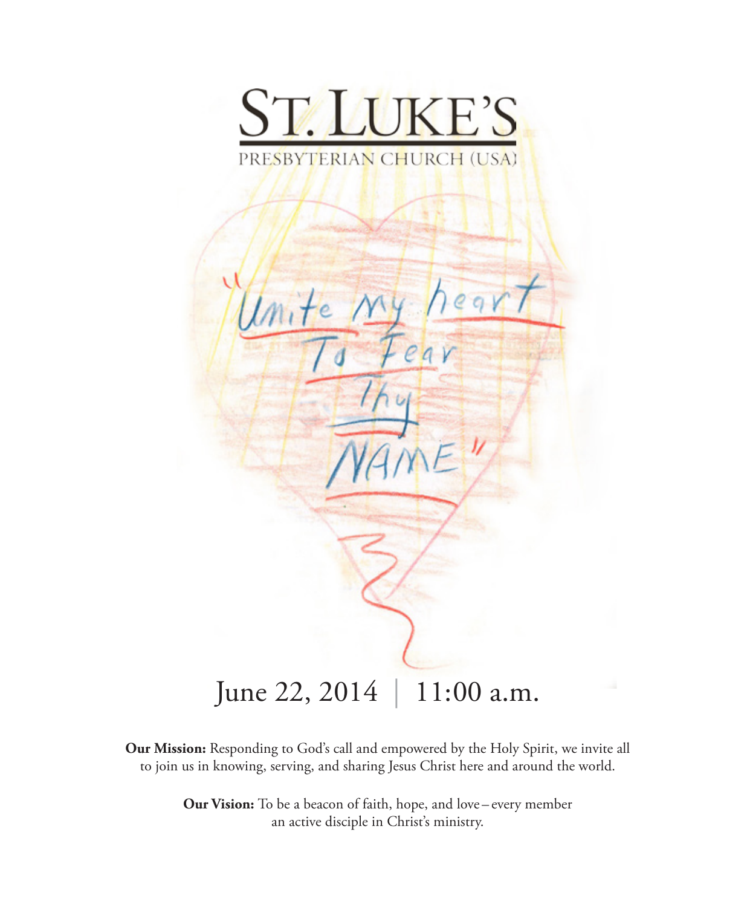# ST. LUKE'S

PRESBYTERIAN CHURCH (USA)

"Unite my heart To Fear Thy NAME"

June 22, 2014 | 11:00 a.m.

**Our Mission:** Responding to God's call and empowered by the Holy Spirit, we invite all to join us in knowing, serving, and sharing Jesus Christ here and around the world.

**Our Vision:** To be a beacon of faith, hope, and love – every member an active disciple in Christ's ministry.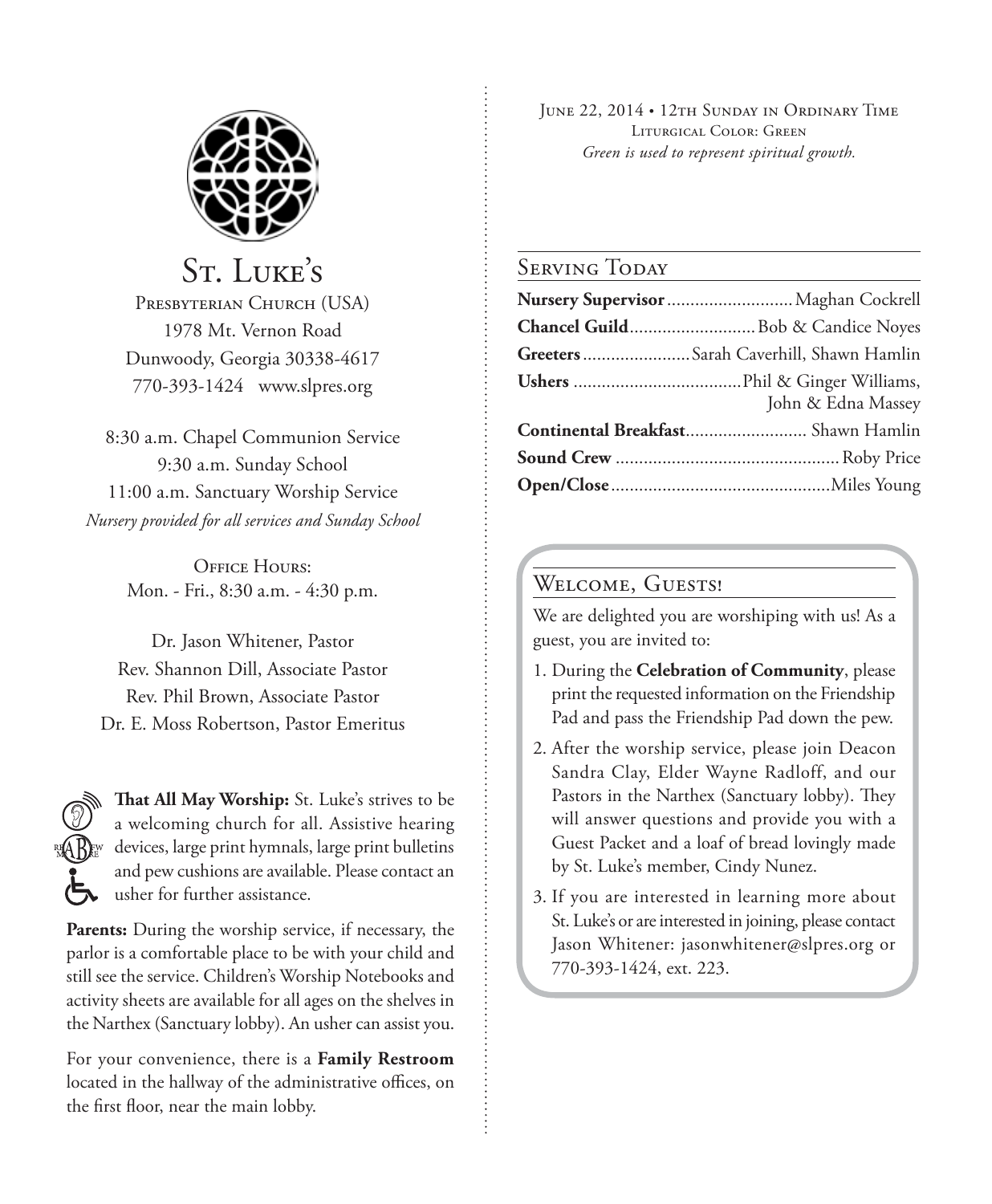# St. Luke's

Presbyterian Church (USA)
1978 Mt. Vernon Road
Dunwoody, Georgia 30338-4617
770-393-1424 www.slpres.org

8:30 a.m. Chapel Communion Service
9:30 a.m. Sunday School
11:00 a.m. Sanctuary Worship Service
*Nursery provided for all services and Sunday School*

Office Hours:
Mon. - Fri., 8:30 a.m. - 4:30 p.m.

Dr. Jason Whitener, Pastor
Rev. Shannon Dill, Associate Pastor
Rev. Phil Brown, Associate Pastor
Dr. E. Moss Robertson, Pastor Emeritus

**That All May Worship:** St. Luke's strives to be a welcoming church for all. Assistive hearing devices, large print hymnals, large print bulletins and pew cushions are available. Please contact an usher for further assistance.

**Parents:** During the worship service, if necessary, the parlor is a comfortable place to be with your child and still see the service. Children's Worship Notebooks and activity sheets are available for all ages on the shelves in the Narthex (Sanctuary lobby). An usher can assist you.

For your convenience, there is a **Family Restroom** located in the hallway of the administrative offices, on the first floor, near the main lobby.

June 22, 2014 • 12th Sunday in Ordinary Time
Liturgical Color: Green
*Green is used to represent spiritual growth.*

## Serving Today

**Nursery Supervisor** .......... Maghan Cockrell
**Chancel Guild** .......... Bob & Candice Noyes
**Greeters** .......... Sarah Caverhill, Shawn Hamlin
**Ushers** .......... Phil & Ginger Williams, John & Edna Massey
**Continental Breakfast** .......... Shawn Hamlin
**Sound Crew** .......... Roby Price
**Open/Close** .......... Miles Young

## Welcome, Guests!

We are delighted you are worshiping with us! As a guest, you are invited to:

1. During the **Celebration of Community**, please print the requested information on the Friendship Pad and pass the Friendship Pad down the pew.
2. After the worship service, please join Deacon Sandra Clay, Elder Wayne Radloff, and our Pastors in the Narthex (Sanctuary lobby). They will answer questions and provide you with a Guest Packet and a loaf of bread lovingly made by St. Luke's member, Cindy Nunez.
3. If you are interested in learning more about St. Luke's or are interested in joining, please contact Jason Whitener: jasonwhitener@slpres.org or 770-393-1424, ext. 223.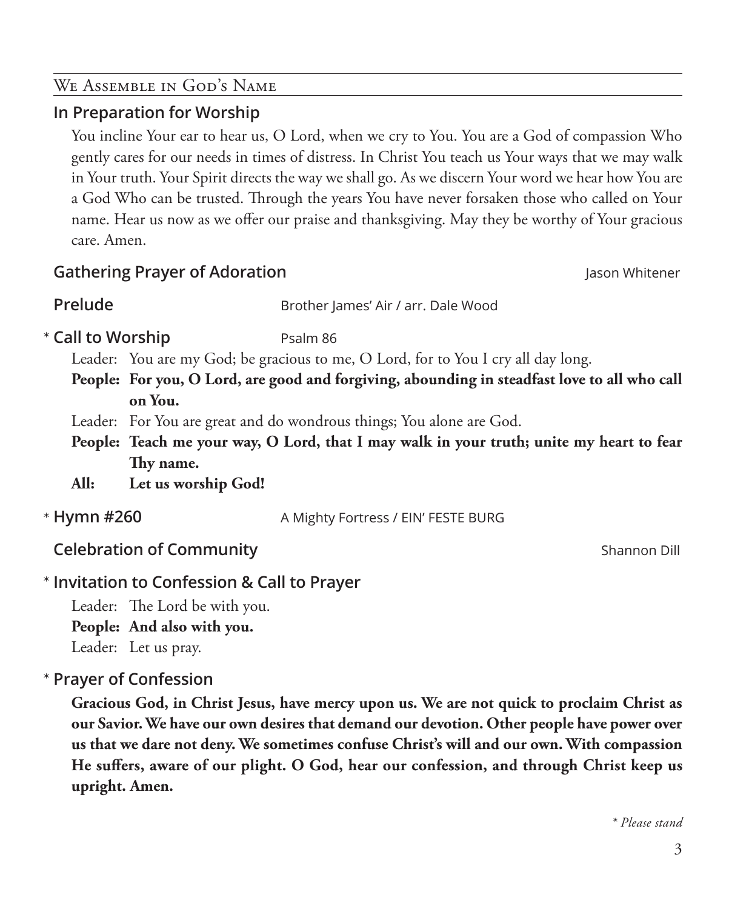## We Assemble in God's Name

### In Preparation for Worship

You incline Your ear to hear us, O Lord, when we cry to You. You are a God of compassion Who gently cares for our needs in times of distress. In Christ You teach us Your ways that we may walk in Your truth. Your Spirit directs the way we shall go. As we discern Your word we hear how You are a God Who can be trusted. Through the years You have never forsaken those who called on Your name. Hear us now as we offer our praise and thanksgiving. May they be worthy of Your gracious care. Amen.

### Gathering Prayer of Adoration — Jason Whitener

### Prelude — Brother James' Air / arr. Dale Wood

### * Call to Worship — Psalm 86

Leader: You are my God; be gracious to me, O Lord, for to You I cry all day long.

**People: For you, O Lord, are good and forgiving, abounding in steadfast love to all who call on You.**

Leader: For You are great and do wondrous things; You alone are God.

**People: Teach me your way, O Lord, that I may walk in your truth; unite my heart to fear Thy name.**

**All: Let us worship God!**

### * Hymn #260 — A Mighty Fortress / EIN' FESTE BURG

### Celebration of Community — Shannon Dill

### * Invitation to Confession & Call to Prayer

Leader: The Lord be with you.

**People: And also with you.**

Leader: Let us pray.

### * Prayer of Confession

**Gracious God, in Christ Jesus, have mercy upon us. We are not quick to proclaim Christ as our Savior. We have our own desires that demand our devotion. Other people have power over us that we dare not deny. We sometimes confuse Christ's will and our own. With compassion He suffers, aware of our plight. O God, hear our confession, and through Christ keep us upright. Amen.**

*\* Please stand*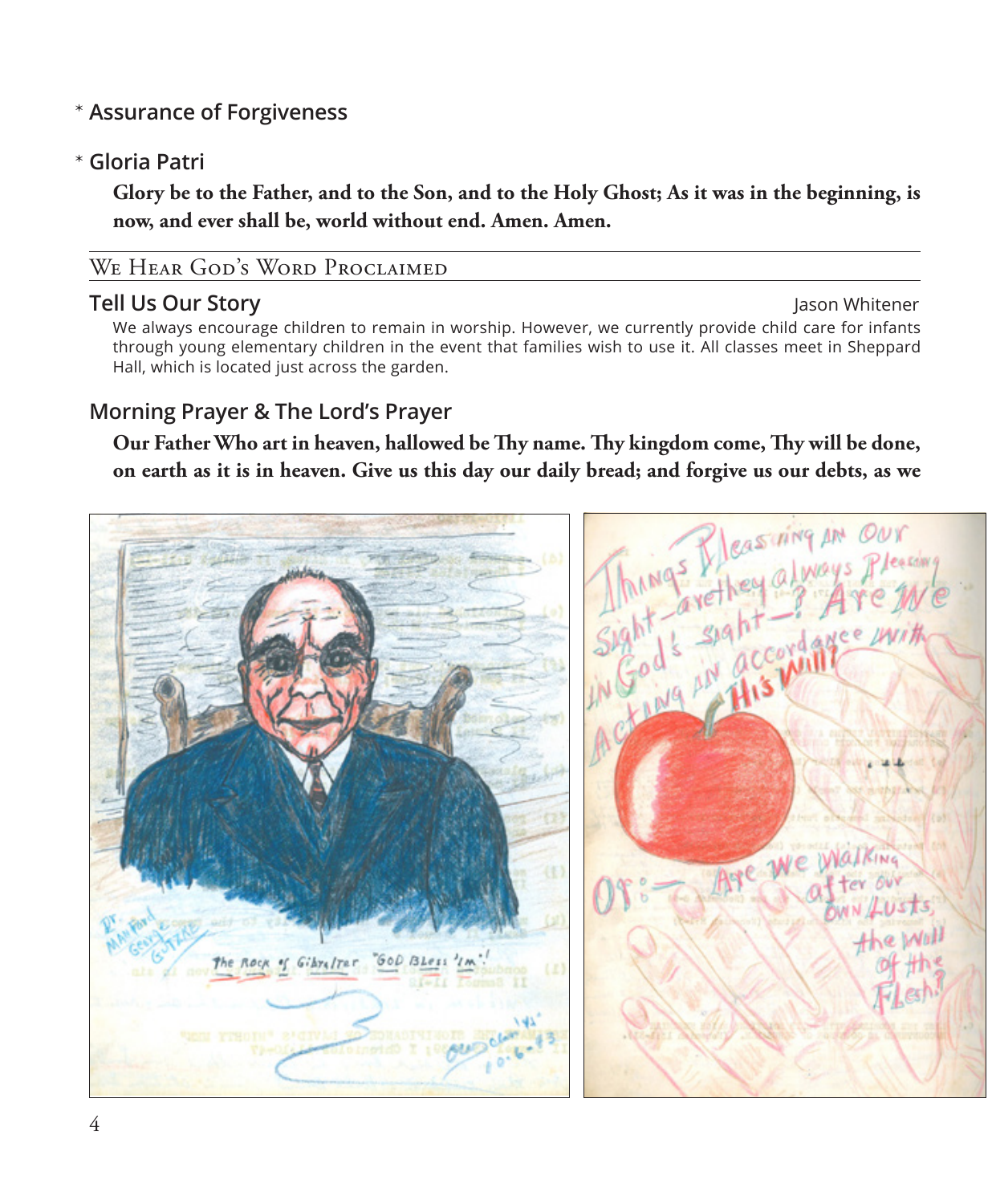## * Assurance of Forgiveness

## * Gloria Patri

**Glory be to the Father, and to the Son, and to the Holy Ghost; As it was in the beginning, is now, and ever shall be, world without end. Amen. Amen.**

# We Hear God's Word Proclaimed

## Tell Us Our Story

Jason Whitener

We always encourage children to remain in worship. However, we currently provide child care for infants through young elementary children in the event that families wish to use it. All classes meet in Sheppard Hall, which is located just across the garden.

## Morning Prayer & The Lord's Prayer

**Our Father Who art in heaven, hallowed be Thy name. Thy kingdom come, Thy will be done, on earth as it is in heaven. Give us this day our daily bread; and forgive us our debts, as we**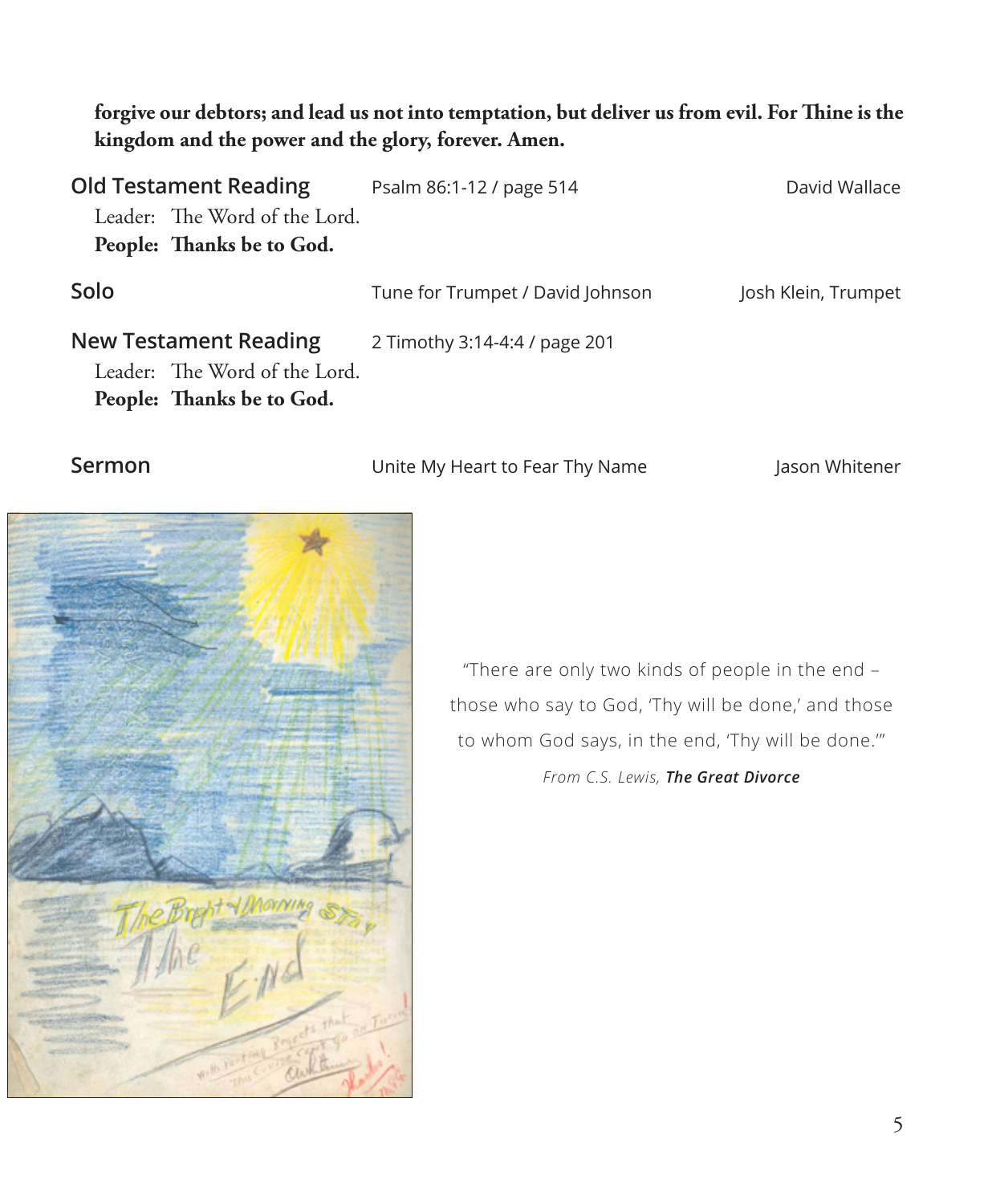**forgive our debtors; and lead us not into temptation, but deliver us from evil. For Thine is the kingdom and the power and the glory, forever. Amen.**

**Old Testament Reading** — Psalm 86:1-12 / page 514 — David Wallace

Leader: The Word of the Lord.
**People: Thanks be to God.**

**Solo** — Tune for Trumpet / David Johnson — Josh Klein, Trumpet

**New Testament Reading** — 2 Timothy 3:14-4:4 / page 201

Leader: The Word of the Lord.
**People: Thanks be to God.**

**Sermon** — Unite My Heart to Fear Thy Name — Jason Whitener

"There are only two kinds of people in the end – those who say to God, 'Thy will be done,' and those to whom God says, in the end, 'Thy will be done.'"

*From C.S. Lewis, **The Great Divorce***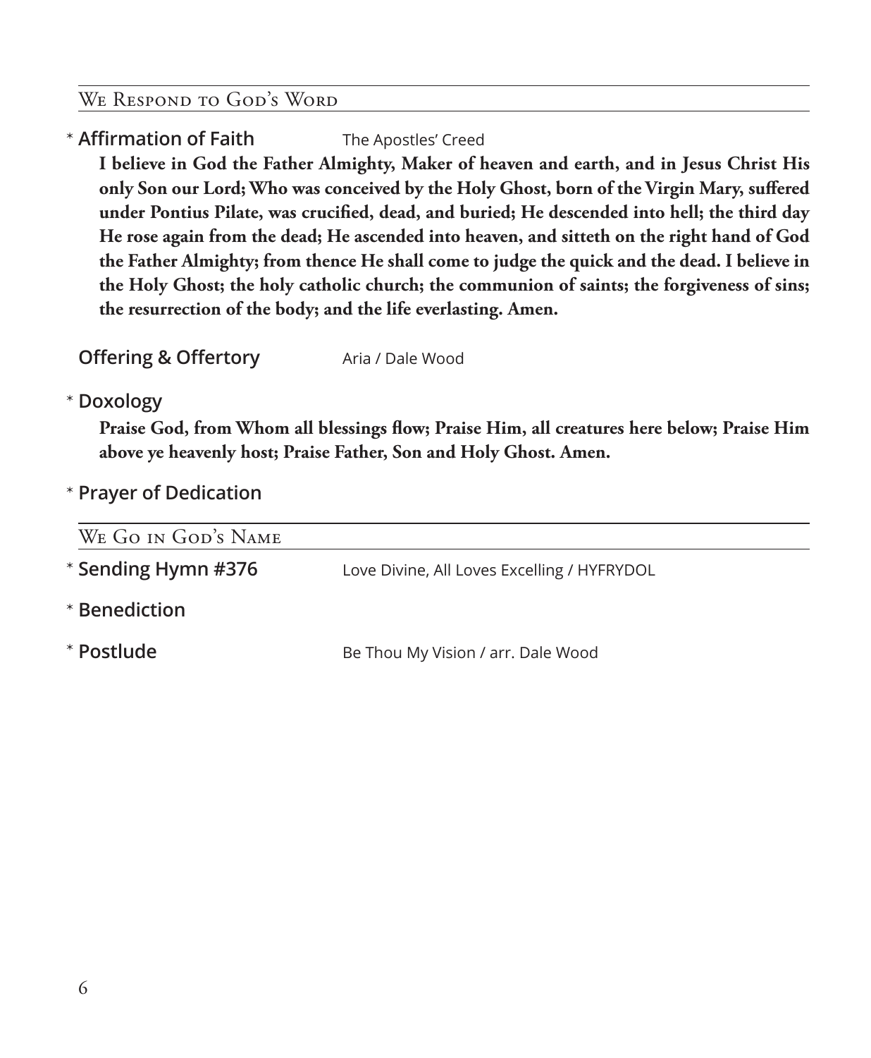## We Respond to God's Word

\* **Affirmation of Faith** The Apostles' Creed

**I believe in God the Father Almighty, Maker of heaven and earth, and in Jesus Christ His only Son our Lord; Who was conceived by the Holy Ghost, born of the Virgin Mary, suffered under Pontius Pilate, was crucified, dead, and buried; He descended into hell; the third day He rose again from the dead; He ascended into heaven, and sitteth on the right hand of God the Father Almighty; from thence He shall come to judge the quick and the dead. I believe in the Holy Ghost; the holy catholic church; the communion of saints; the forgiveness of sins; the resurrection of the body; and the life everlasting. Amen.**

**Offering & Offertory** Aria / Dale Wood

\* **Doxology**

**Praise God, from Whom all blessings flow; Praise Him, all creatures here below; Praise Him above ye heavenly host; Praise Father, Son and Holy Ghost. Amen.**

\* **Prayer of Dedication**

## We Go in God's Name

\* **Sending Hymn #376** Love Divine, All Loves Excelling / HYFRYDOL

\* **Benediction**

\* **Postlude** Be Thou My Vision / arr. Dale Wood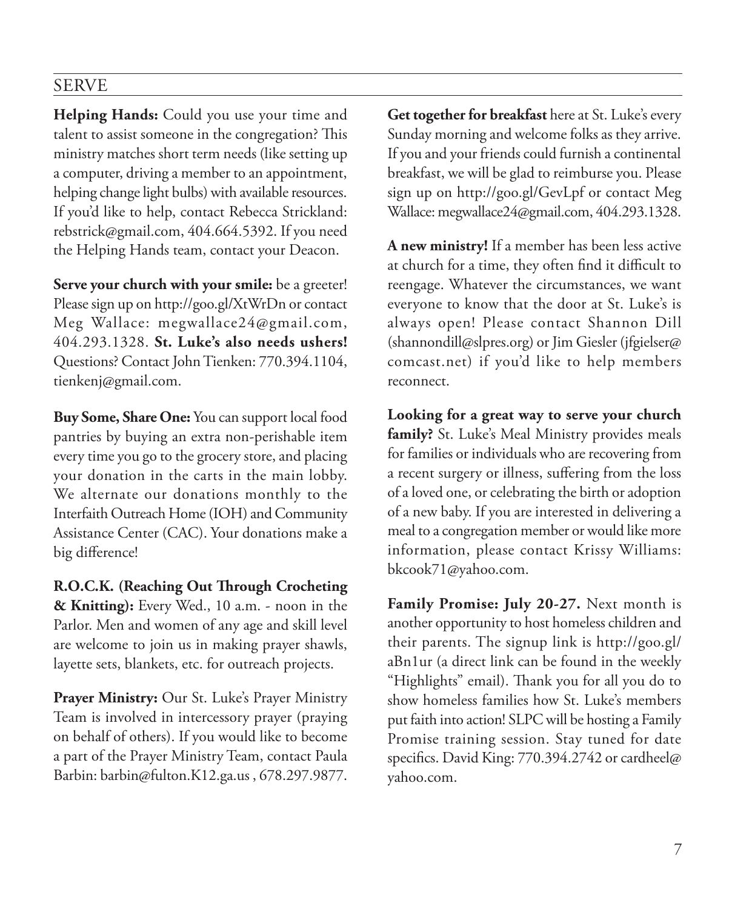## SERVE

**Helping Hands:** Could you use your time and talent to assist someone in the congregation? This ministry matches short term needs (like setting up a computer, driving a member to an appointment, helping change light bulbs) with available resources. If you'd like to help, contact Rebecca Strickland: rebstrick@gmail.com, 404.664.5392. If you need the Helping Hands team, contact your Deacon.

**Serve your church with your smile:** be a greeter! Please sign up on http://goo.gl/XtWrDn or contact Meg Wallace: megwallace24@gmail.com, 404.293.1328. **St. Luke's also needs ushers!** Questions? Contact John Tienken: 770.394.1104, tienkenj@gmail.com.

**Buy Some, Share One:** You can support local food pantries by buying an extra non-perishable item every time you go to the grocery store, and placing your donation in the carts in the main lobby. We alternate our donations monthly to the Interfaith Outreach Home (IOH) and Community Assistance Center (CAC). Your donations make a big difference!

**R.O.C.K. (Reaching Out Through Crocheting & Knitting):** Every Wed., 10 a.m. - noon in the Parlor. Men and women of any age and skill level are welcome to join us in making prayer shawls, layette sets, blankets, etc. for outreach projects.

**Prayer Ministry:** Our St. Luke's Prayer Ministry Team is involved in intercessory prayer (praying on behalf of others). If you would like to become a part of the Prayer Ministry Team, contact Paula Barbin: barbin@fulton.K12.ga.us , 678.297.9877.

**Get together for breakfast** here at St. Luke's every Sunday morning and welcome folks as they arrive. If you and your friends could furnish a continental breakfast, we will be glad to reimburse you. Please sign up on http://goo.gl/GevLpf or contact Meg Wallace: megwallace24@gmail.com, 404.293.1328.

**A new ministry!** If a member has been less active at church for a time, they often find it difficult to reengage. Whatever the circumstances, we want everyone to know that the door at St. Luke's is always open! Please contact Shannon Dill (shannondill@slpres.org) or Jim Giesler (jfgielser@comcast.net) if you'd like to help members reconnect.

**Looking for a great way to serve your church family?** St. Luke's Meal Ministry provides meals for families or individuals who are recovering from a recent surgery or illness, suffering from the loss of a loved one, or celebrating the birth or adoption of a new baby. If you are interested in delivering a meal to a congregation member or would like more information, please contact Krissy Williams: bkcook71@yahoo.com.

**Family Promise: July 20-27.** Next month is another opportunity to host homeless children and their parents. The signup link is http://goo.gl/aBn1ur (a direct link can be found in the weekly "Highlights" email). Thank you for all you do to show homeless families how St. Luke's members put faith into action! SLPC will be hosting a Family Promise training session. Stay tuned for date specifics. David King: 770.394.2742 or cardheel@yahoo.com.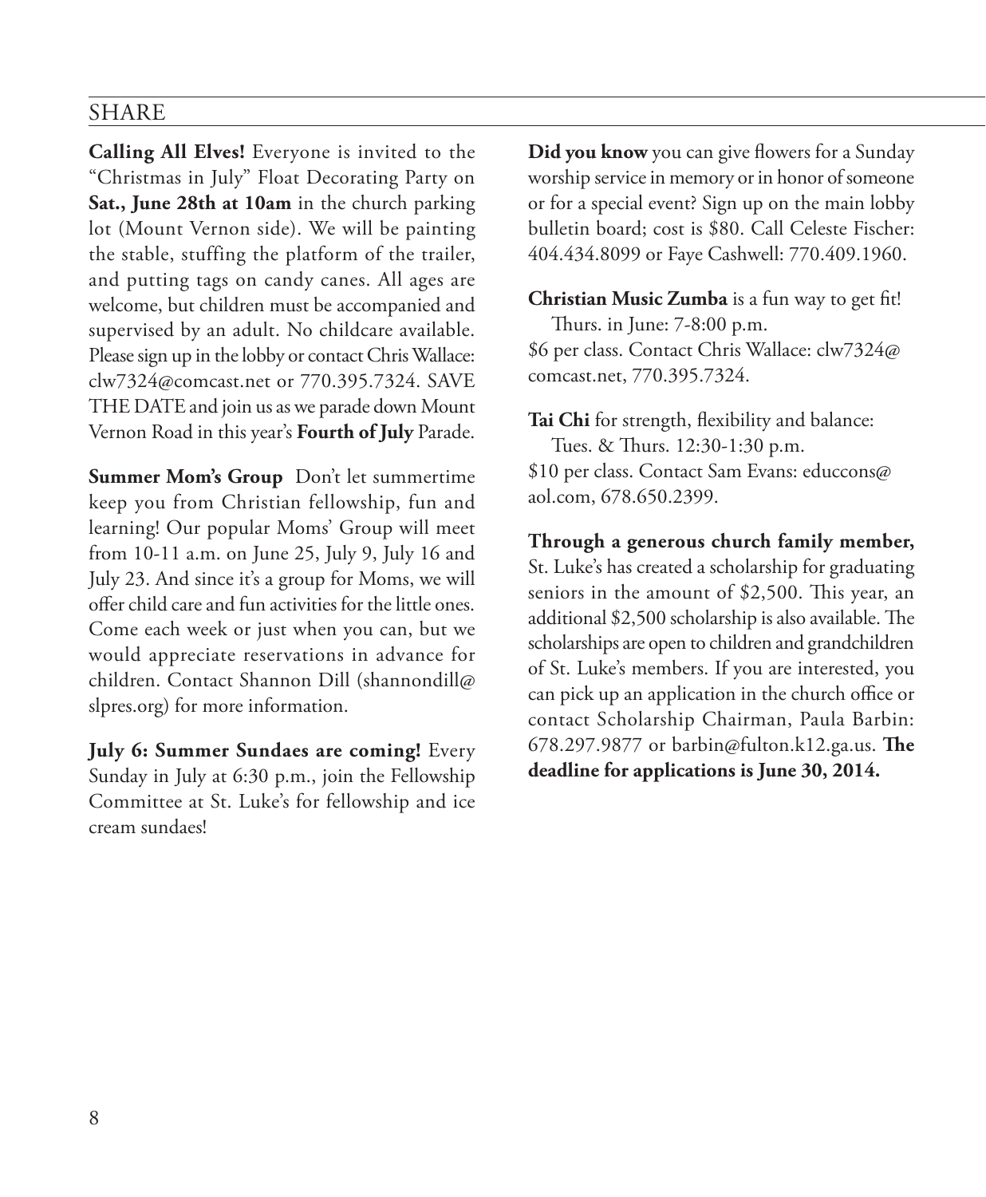## SHARE

**Calling All Elves!** Everyone is invited to the "Christmas in July" Float Decorating Party on **Sat., June 28th at 10am** in the church parking lot (Mount Vernon side). We will be painting the stable, stuffing the platform of the trailer, and putting tags on candy canes. All ages are welcome, but children must be accompanied and supervised by an adult. No childcare available. Please sign up in the lobby or contact Chris Wallace: clw7324@comcast.net or 770.395.7324. SAVE THE DATE and join us as we parade down Mount Vernon Road in this year's **Fourth of July** Parade.

**Summer Mom's Group** Don't let summertime keep you from Christian fellowship, fun and learning! Our popular Moms' Group will meet from 10-11 a.m. on June 25, July 9, July 16 and July 23. And since it's a group for Moms, we will offer child care and fun activities for the little ones. Come each week or just when you can, but we would appreciate reservations in advance for children. Contact Shannon Dill (shannondill@slpres.org) for more information.

**July 6: Summer Sundaes are coming!** Every Sunday in July at 6:30 p.m., join the Fellowship Committee at St. Luke's for fellowship and ice cream sundaes!

**Did you know** you can give flowers for a Sunday worship service in memory or in honor of someone or for a special event? Sign up on the main lobby bulletin board; cost is $80. Call Celeste Fischer: 404.434.8099 or Faye Cashwell: 770.409.1960.

**Christian Music Zumba** is a fun way to get fit!
Thurs. in June: 7-8:00 p.m.
$6 per class. Contact Chris Wallace: clw7324@comcast.net, 770.395.7324.

**Tai Chi** for strength, flexibility and balance:
Tues. & Thurs. 12:30-1:30 p.m.
$10 per class. Contact Sam Evans: educcons@aol.com, 678.650.2399.

**Through a generous church family member,** St. Luke's has created a scholarship for graduating seniors in the amount of $2,500. This year, an additional $2,500 scholarship is also available. The scholarships are open to children and grandchildren of St. Luke's members. If you are interested, you can pick up an application in the church office or contact Scholarship Chairman, Paula Barbin: 678.297.9877 or barbin@fulton.k12.ga.us. **The deadline for applications is June 30, 2014.**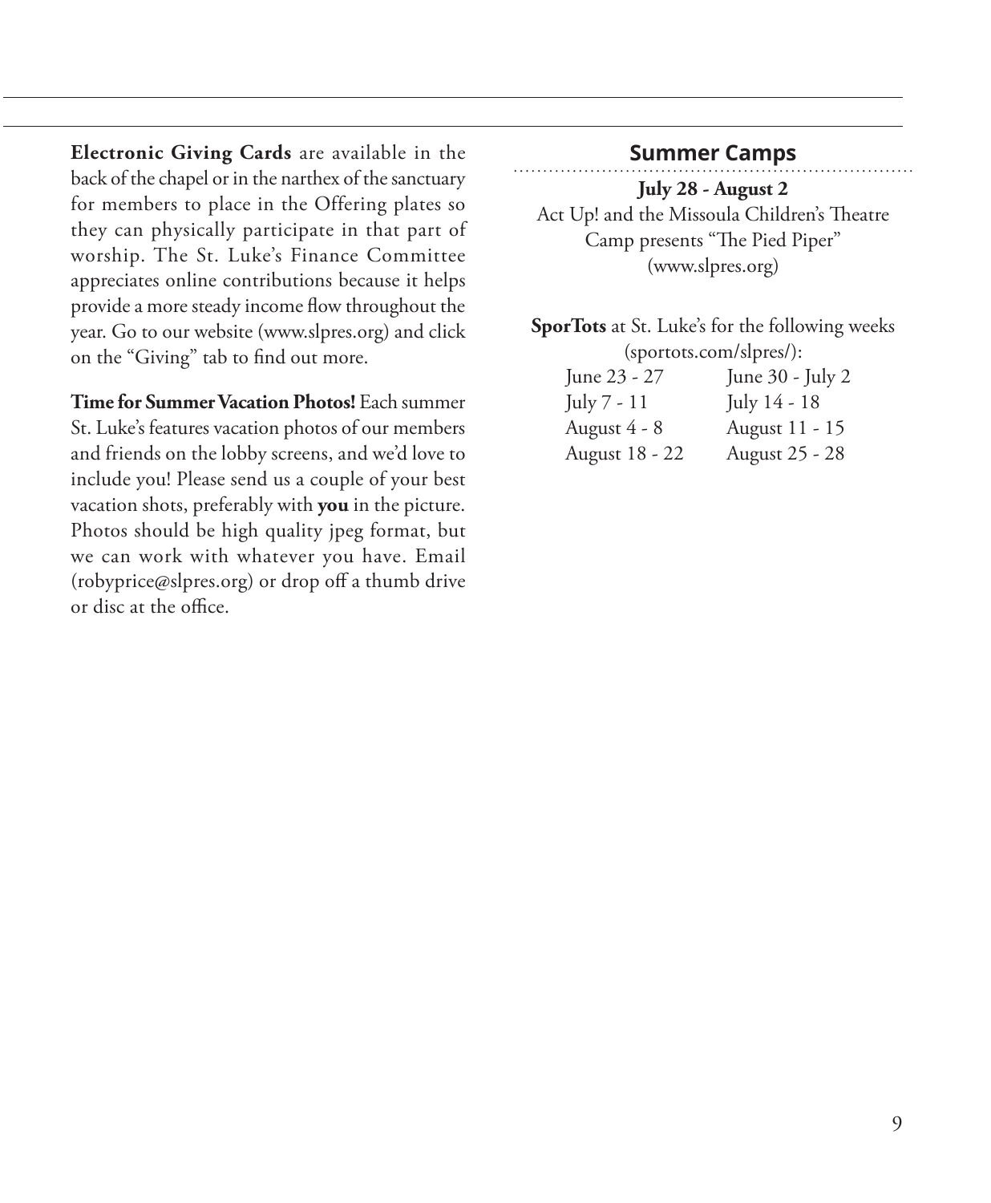**Electronic Giving Cards** are available in the back of the chapel or in the narthex of the sanctuary for members to place in the Offering plates so they can physically participate in that part of worship. The St. Luke's Finance Committee appreciates online contributions because it helps provide a more steady income flow throughout the year. Go to our website (www.slpres.org) and click on the "Giving" tab to find out more.

**Time for Summer Vacation Photos!** Each summer St. Luke's features vacation photos of our members and friends on the lobby screens, and we'd love to include you! Please send us a couple of your best vacation shots, preferably with **you** in the picture. Photos should be high quality jpeg format, but we can work with whatever you have. Email (robyprice@slpres.org) or drop off a thumb drive or disc at the office.

## Summer Camps

**July 28 - August 2**
Act Up! and the Missoula Children's Theatre Camp presents "The Pied Piper"
(www.slpres.org)

**SporTots** at St. Luke's for the following weeks (sportots.com/slpres/):

| | |
|---|---|
| June 23 - 27 | June 30 - July 2 |
| July 7 - 11 | July 14 - 18 |
| August 4 - 8 | August 11 - 15 |
| August 18 - 22 | August 25 - 28 |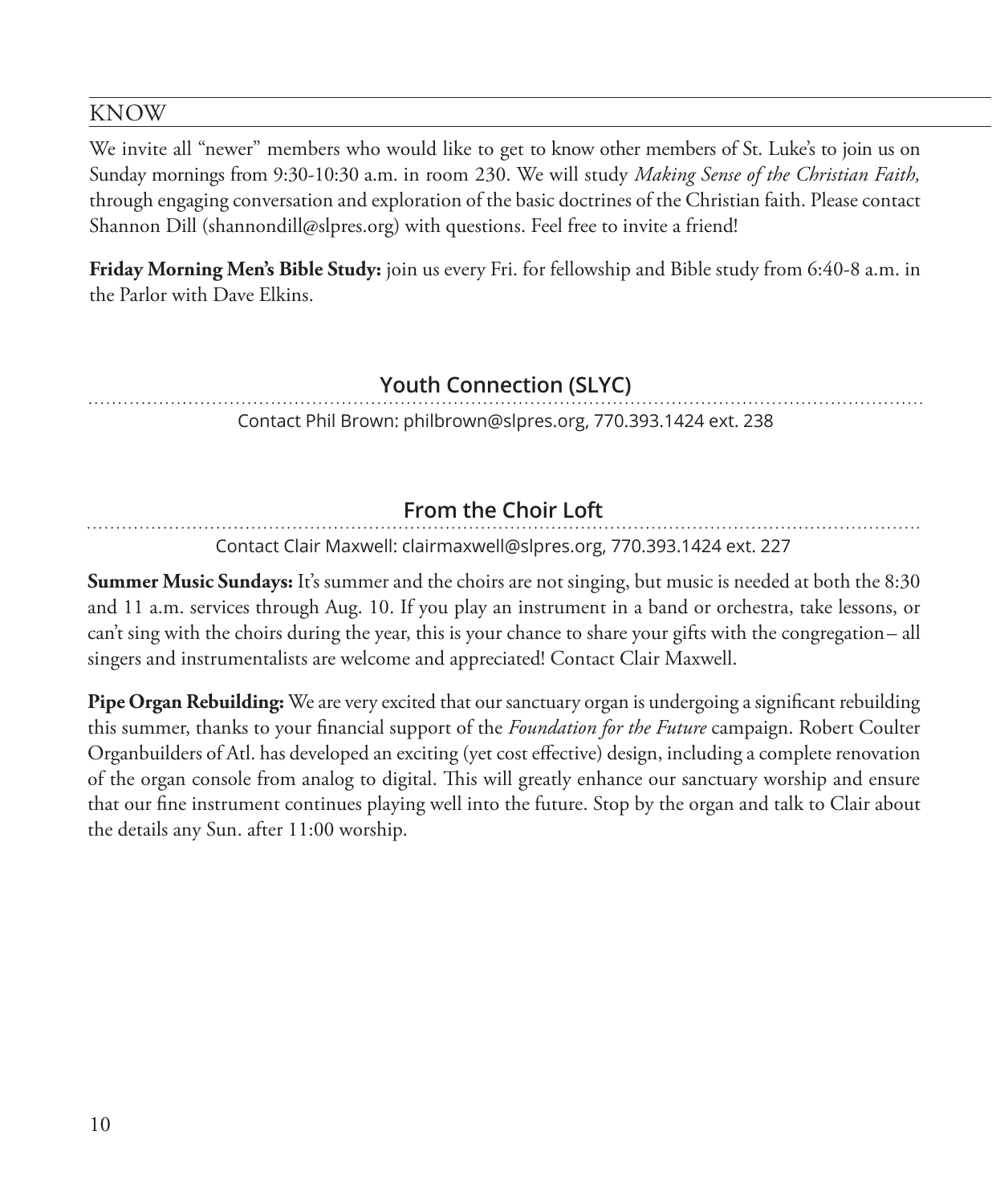## KNOW

We invite all "newer" members who would like to get to know other members of St. Luke's to join us on Sunday mornings from 9:30-10:30 a.m. in room 230. We will study *Making Sense of the Christian Faith,* through engaging conversation and exploration of the basic doctrines of the Christian faith. Please contact Shannon Dill (shannondill@slpres.org) with questions. Feel free to invite a friend!

**Friday Morning Men's Bible Study:** join us every Fri. for fellowship and Bible study from 6:40-8 a.m. in the Parlor with Dave Elkins.

### Youth Connection (SLYC)

Contact Phil Brown: philbrown@slpres.org, 770.393.1424 ext. 238

### From the Choir Loft

Contact Clair Maxwell: clairmaxwell@slpres.org, 770.393.1424 ext. 227

**Summer Music Sundays:** It's summer and the choirs are not singing, but music is needed at both the 8:30 and 11 a.m. services through Aug. 10. If you play an instrument in a band or orchestra, take lessons, or can't sing with the choirs during the year, this is your chance to share your gifts with the congregation– all singers and instrumentalists are welcome and appreciated! Contact Clair Maxwell.

**Pipe Organ Rebuilding:** We are very excited that our sanctuary organ is undergoing a significant rebuilding this summer, thanks to your financial support of the *Foundation for the Future* campaign. Robert Coulter Organbuilders of Atl. has developed an exciting (yet cost effective) design, including a complete renovation of the organ console from analog to digital. This will greatly enhance our sanctuary worship and ensure that our fine instrument continues playing well into the future. Stop by the organ and talk to Clair about the details any Sun. after 11:00 worship.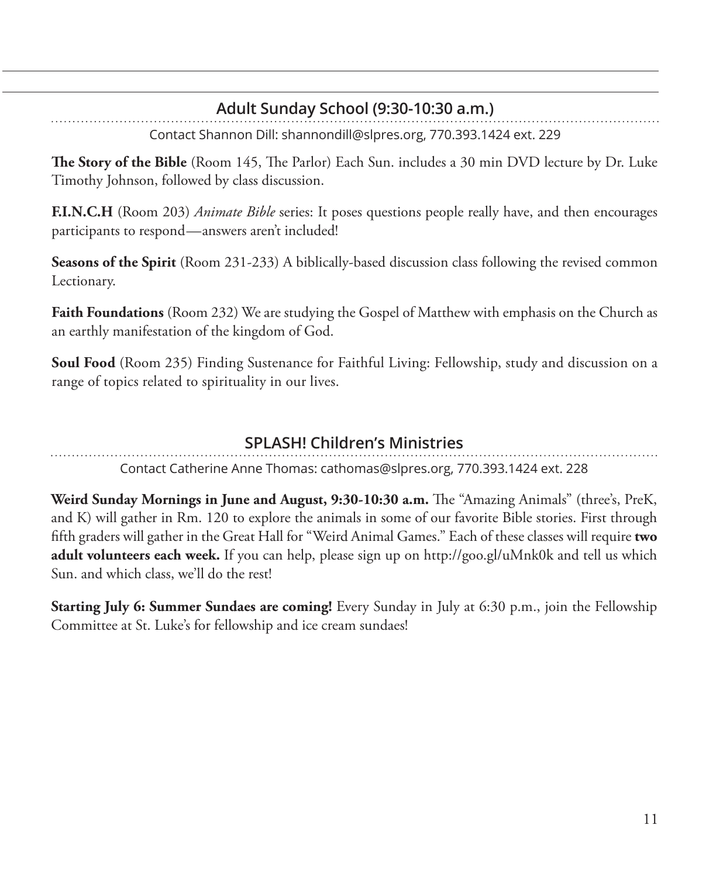## Adult Sunday School (9:30-10:30 a.m.)

Contact Shannon Dill: shannondill@slpres.org, 770.393.1424 ext. 229

**The Story of the Bible** (Room 145, The Parlor) Each Sun. includes a 30 min DVD lecture by Dr. Luke Timothy Johnson, followed by class discussion.

**F.I.N.C.H** (Room 203) *Animate Bible* series: It poses questions people really have, and then encourages participants to respond—answers aren't included!

**Seasons of the Spirit** (Room 231-233) A biblically-based discussion class following the revised common Lectionary.

**Faith Foundations** (Room 232) We are studying the Gospel of Matthew with emphasis on the Church as an earthly manifestation of the kingdom of God.

**Soul Food** (Room 235) Finding Sustenance for Faithful Living: Fellowship, study and discussion on a range of topics related to spirituality in our lives.

## SPLASH! Children's Ministries

Contact Catherine Anne Thomas: cathomas@slpres.org, 770.393.1424 ext. 228

**Weird Sunday Mornings in June and August, 9:30-10:30 a.m.** The "Amazing Animals" (three's, PreK, and K) will gather in Rm. 120 to explore the animals in some of our favorite Bible stories. First through fifth graders will gather in the Great Hall for "Weird Animal Games." Each of these classes will require **two adult volunteers each week.** If you can help, please sign up on http://goo.gl/uMnk0k and tell us which Sun. and which class, we'll do the rest!

**Starting July 6: Summer Sundaes are coming!** Every Sunday in July at 6:30 p.m., join the Fellowship Committee at St. Luke's for fellowship and ice cream sundaes!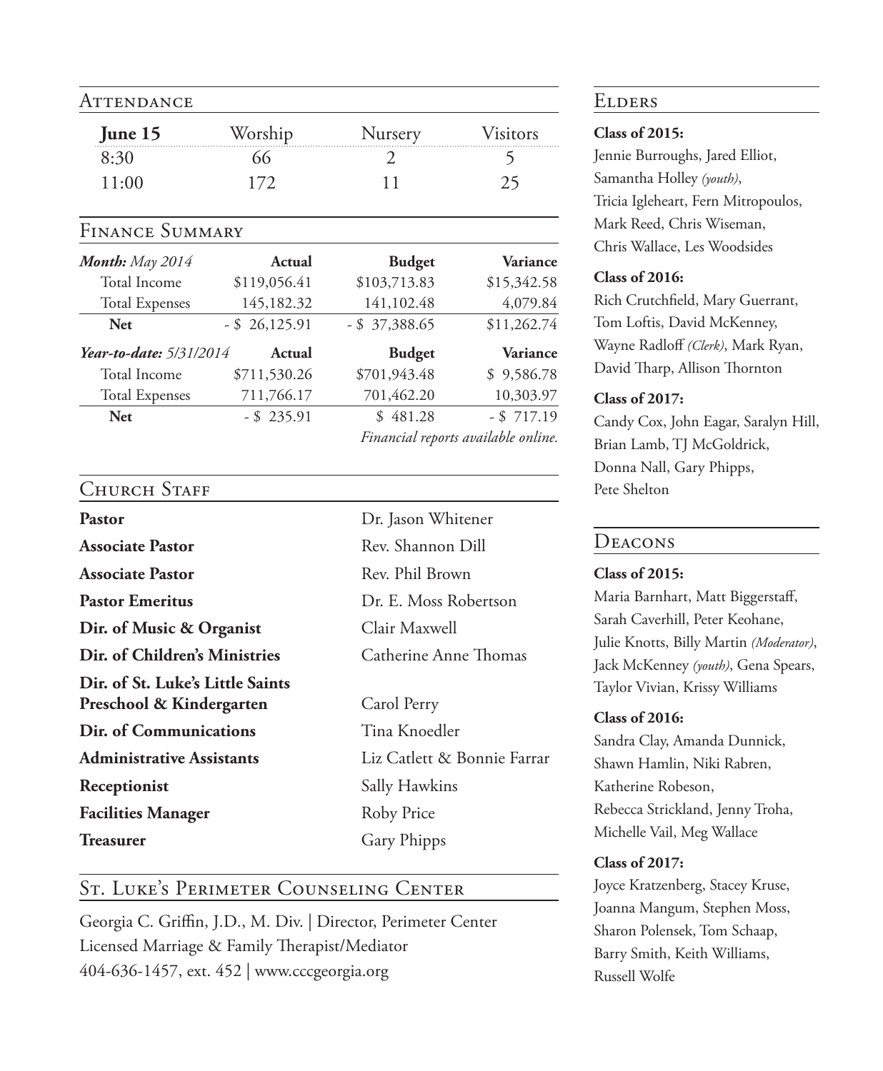## Attendance

| June 15 | Worship | Nursery | Visitors |
|---|---|---|---|
| 8:30 | 66 | 2 | 5 |
| 11:00 | 172 | 11 | 25 |

## Finance Summary

| ***Month:*** *May 2014* | Actual | Budget | Variance |
|---|---|---|---|
| Total Income | $119,056.41 | $103,713.83 | $15,342.58 |
| Total Expenses | 145,182.32 | 141,102.48 | 4,079.84 |
| **Net** | - $ 26,125.91 | - $ 37,388.65 | $11,262.74 |
| ***Year-to-date:*** *5/31/2014* | **Actual** | **Budget** | **Variance** |
| Total Income | $711,530.26 | $701,943.48 | $ 9,586.78 |
| Total Expenses | 711,766.17 | 701,462.20 | 10,303.97 |
| **Net** | - $ 235.91 | $ 481.28 | - $ 717.19 |

*Financial reports available online.*

## Church Staff

| | |
|---|---|
| **Pastor** | Dr. Jason Whitener |
| **Associate Pastor** | Rev. Shannon Dill |
| **Associate Pastor** | Rev. Phil Brown |
| **Pastor Emeritus** | Dr. E. Moss Robertson |
| **Dir. of Music & Organist** | Clair Maxwell |
| **Dir. of Children's Ministries** | Catherine Anne Thomas |
| **Dir. of St. Luke's Little Saints Preschool & Kindergarten** | Carol Perry |
| **Dir. of Communications** | Tina Knoedler |
| **Administrative Assistants** | Liz Catlett & Bonnie Farrar |
| **Receptionist** | Sally Hawkins |
| **Facilities Manager** | Roby Price |
| **Treasurer** | Gary Phipps |

## St. Luke's Perimeter Counseling Center

Georgia C. Griffin, J.D., M. Div. | Director, Perimeter Center
Licensed Marriage & Family Therapist/Mediator
404-636-1457, ext. 452 | www.cccgeorgia.org

## Elders

**Class of 2015:**
Jennie Burroughs, Jared Elliot, Samantha Holley *(youth)*, Tricia Igleheart, Fern Mitropoulos, Mark Reed, Chris Wiseman, Chris Wallace, Les Woodsides

**Class of 2016:**
Rich Crutchfield, Mary Guerrant, Tom Loftis, David McKenney, Wayne Radloff *(Clerk)*, Mark Ryan, David Tharp, Allison Thornton

**Class of 2017:**
Candy Cox, John Eagar, Saralyn Hill, Brian Lamb, TJ McGoldrick, Donna Nall, Gary Phipps, Pete Shelton

## Deacons

**Class of 2015:**
Maria Barnhart, Matt Biggerstaff, Sarah Caverhill, Peter Keohane, Julie Knotts, Billy Martin *(Moderator)*, Jack McKenney *(youth)*, Gena Spears, Taylor Vivian, Krissy Williams

**Class of 2016:**
Sandra Clay, Amanda Dunnick, Shawn Hamlin, Niki Rabren, Katherine Robeson, Rebecca Strickland, Jenny Troha, Michelle Vail, Meg Wallace

**Class of 2017:**
Joyce Kratzenberg, Stacey Kruse, Joanna Mangum, Stephen Moss, Sharon Polensek, Tom Schaap, Barry Smith, Keith Williams, Russell Wolfe